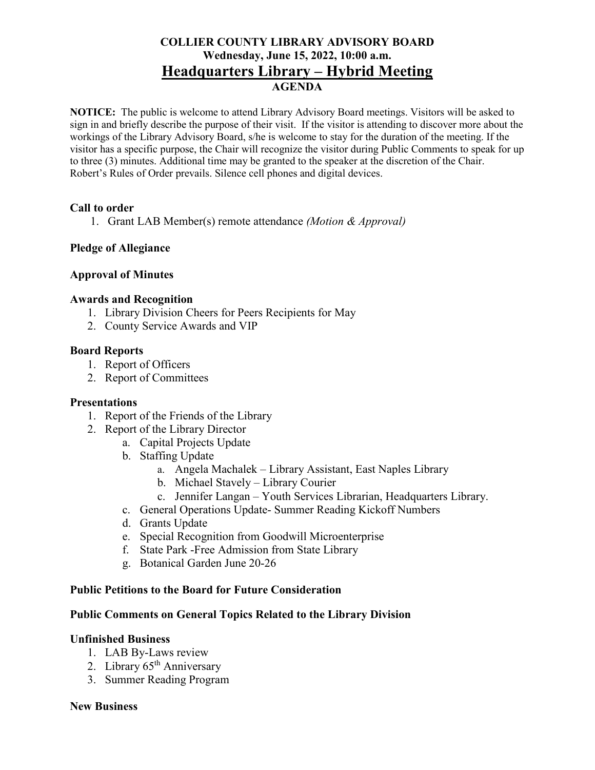# COLLIER COUNTY LIBRARY ADVISORY BOARD

**Wednesday, June 15, 2022, 10:00 a.m.**

## Headquarters Library – Hybrid Meeting

**AGENDA**

**NOTICE:** The public is welcome to attend Library Advisory Board meetings. Visitors will be asked to sign in and briefly describe the purpose of their visit. If the visitor is attending to discover more about the workings of the Library Advisory Board, s/he is welcome to stay for the duration of the meeting. If the visitor has a specific purpose, the Chair will recognize the visitor during Public Comments to speak for up to three (3) minutes. Additional time may be granted to the speaker at the discretion of the Chair. Robert's Rules of Order prevails. Silence cell phones and digital devices.

**Call to order**

1. Grant LAB Member(s) remote attendance *(Motion & Approval)*

**Pledge of Allegiance**

**Approval of Minutes**

**Awards and Recognition**

1. Library Division Cheers for Peers Recipients for May
2. County Service Awards and VIP

**Board Reports**

1. Report of Officers
2. Report of Committees

**Presentations**

1. Report of the Friends of the Library
2. Report of the Library Director
   a. Capital Projects Update
   b. Staffing Update
      a. Angela Machalek – Library Assistant, East Naples Library
      b. Michael Stavely – Library Courier
      c. Jennifer Langan – Youth Services Librarian, Headquarters Library.
   c. General Operations Update- Summer Reading Kickoff Numbers
   d. Grants Update
   e. Special Recognition from Goodwill Microenterprise
   f. State Park -Free Admission from State Library
   g. Botanical Garden June 20-26

**Public Petitions to the Board for Future Consideration**

**Public Comments on General Topics Related to the Library Division**

**Unfinished Business**

1. LAB By-Laws review
2. Library 65th Anniversary
3. Summer Reading Program

**New Business**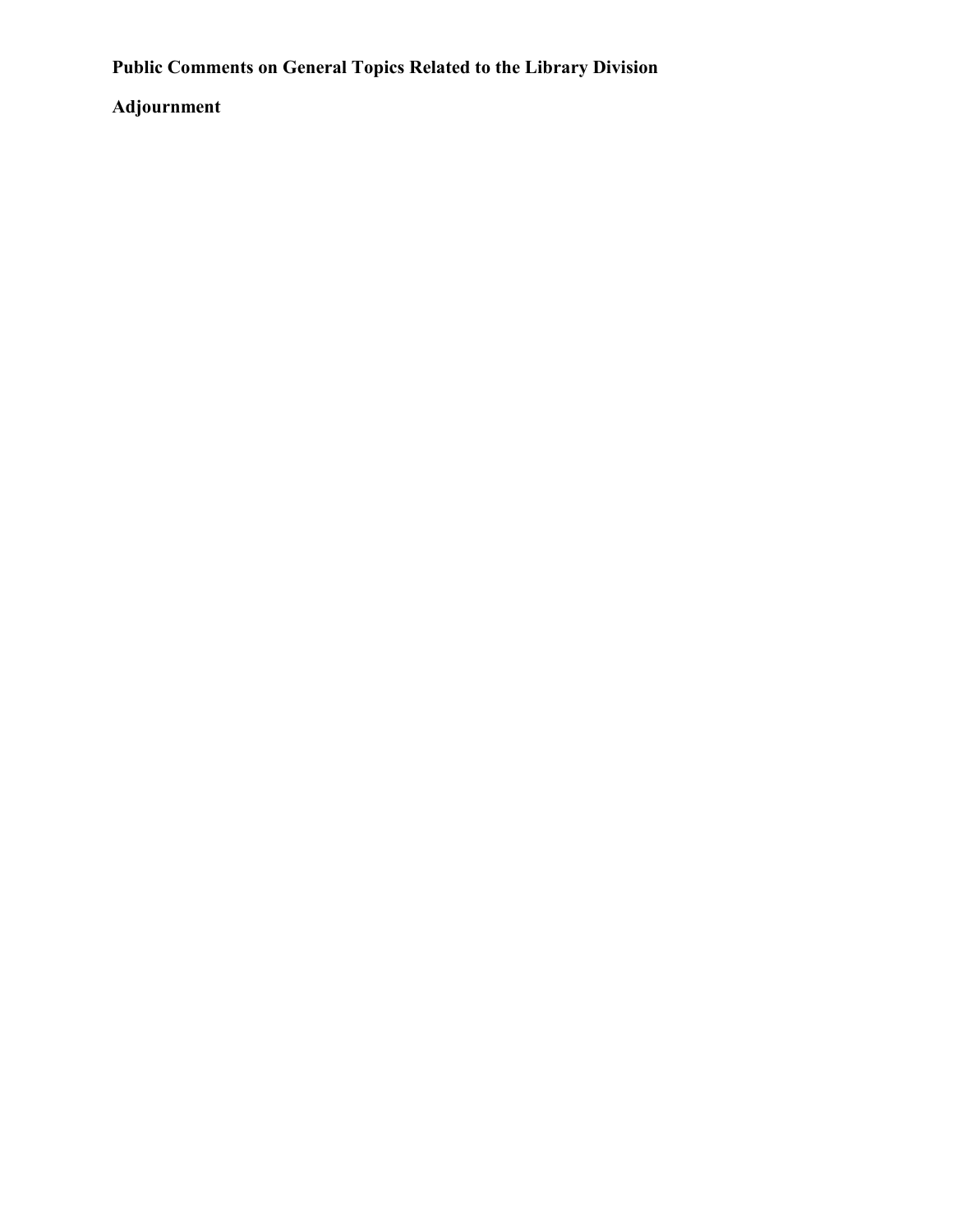**Public Comments on General Topics Related to the Library Division**

**Adjournment**